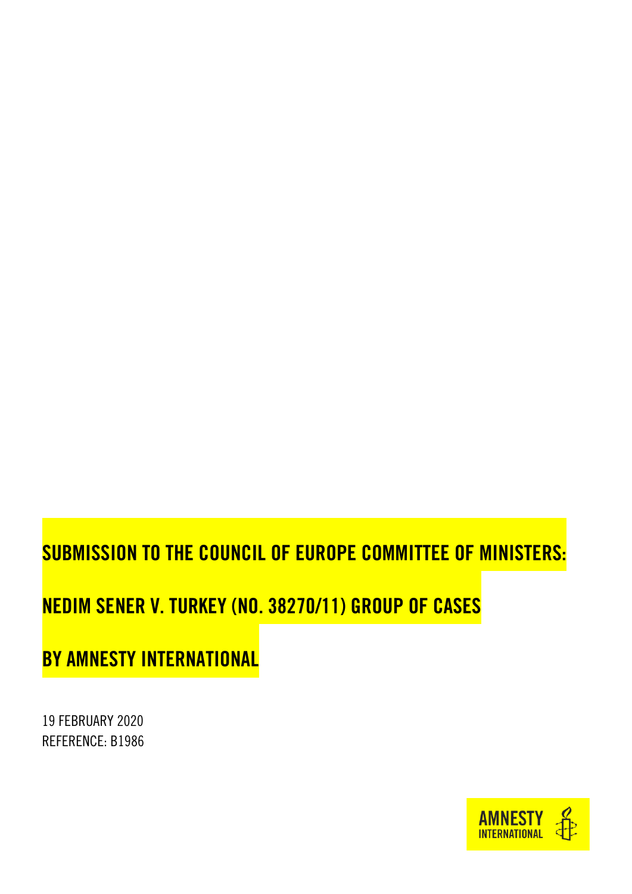# SUBMISSION TO THE COUNCIL OF EUROPE COMMITTEE OF MINISTERS:

# NEDIM SENER V. TURKEY (NO. 38270/11) GROUP OF CASES

# BY AMNESTY INTERNATIONAL

19 FEBRUARY 2020

REFERENCE: B1986

AMNESTY INTERNATIONAL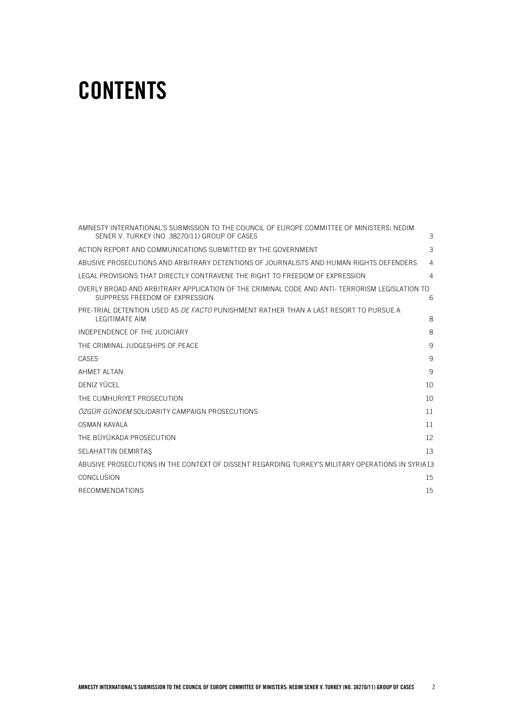# CONTENTS

AMNESTY INTERNATIONAL'S SUBMISSION TO THE COUNCIL OF EUROPE COMMITTEE OF MINISTERS: NEDIM SENER V. TURKEY (NO. 38270/11) GROUP OF CASES 3

ACTION REPORT AND COMMUNICATIONS SUBMITTED BY THE GOVERNMENT 3

ABUSIVE PROSECUTIONS AND ARBITRARY DETENTIONS OF JOURNALISTS AND HUMAN RIGHTS DEFENDERS 4

LEGAL PROVISIONS THAT DIRECTLY CONTRAVENE THE RIGHT TO FREEDOM OF EXPRESSION 4

OVERLY BROAD AND ARBITRARY APPLICATION OF THE CRIMINAL CODE AND ANTI- TERRORISM LEGISLATION TO SUPPRESS FREEDOM OF EXPRESSION 6

PRE-TRIAL DETENTION USED AS *DE FACTO* PUNISHMENT RATHER THAN A LAST RESORT TO PURSUE A LEGITIMATE AIM 8

INDEPENDENCE OF THE JUDICIARY 8

THE CRIMINAL JUDGESHIPS OF PEACE 9

CASES 9

AHMET ALTAN 9

DENIZ YÜCEL 10

THE CUMHURIYET PROSECUTION 10

*ÖZGÜR GÜNDEM* SOLIDARITY CAMPAIGN PROSECUTIONS 11

OSMAN KAVALA 11

THE BÜYÜKADA PROSECUTION 12

SELAHATTIN DEMIRTAŞ 13

ABUSIVE PROSECUTIONS IN THE CONTEXT OF DISSENT REGARDING TURKEY'S MILITARY OPERATIONS IN SYRIA 13

CONCLUSION 15

RECOMMENDATIONS 15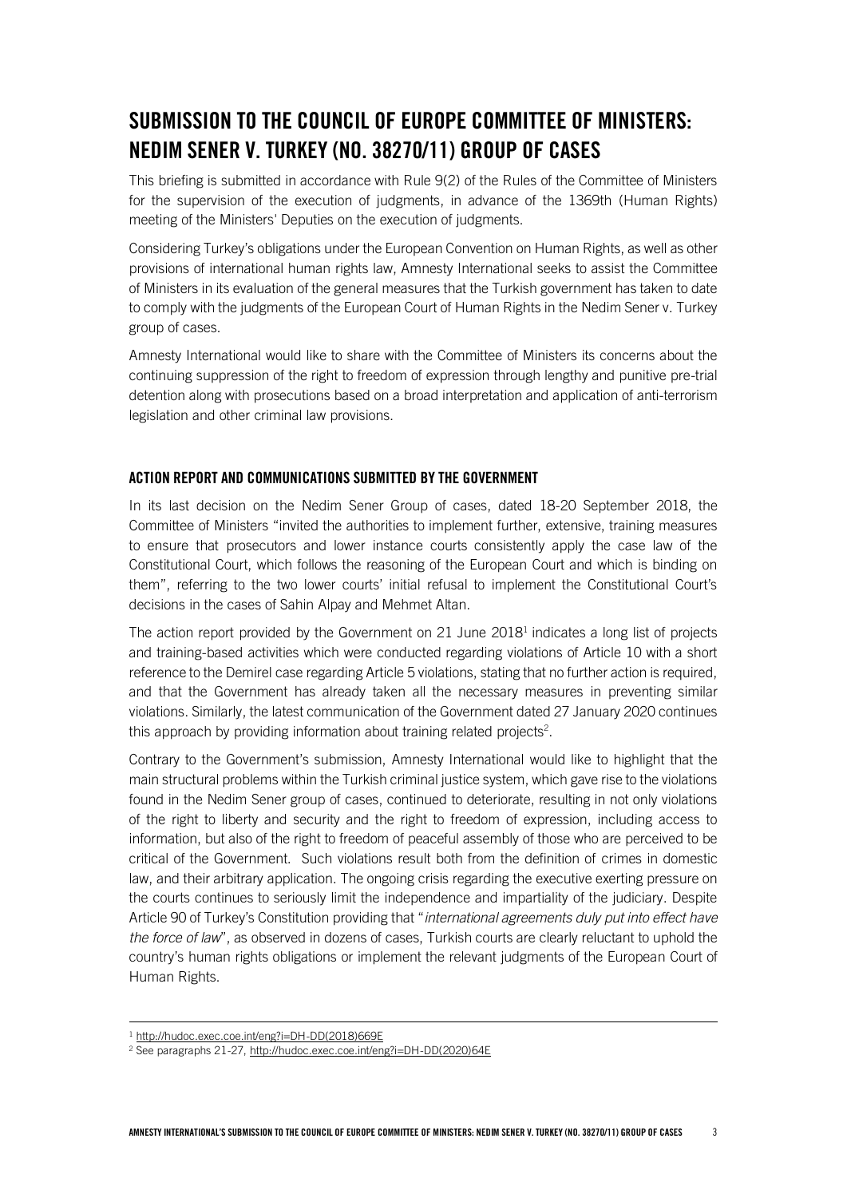# SUBMISSION TO THE COUNCIL OF EUROPE COMMITTEE OF MINISTERS: NEDIM SENER V. TURKEY (NO. 38270/11) GROUP OF CASES

This briefing is submitted in accordance with Rule 9(2) of the Rules of the Committee of Ministers for the supervision of the execution of judgments, in advance of the 1369th (Human Rights) meeting of the Ministers' Deputies on the execution of judgments.

Considering Turkey's obligations under the European Convention on Human Rights, as well as other provisions of international human rights law, Amnesty International seeks to assist the Committee of Ministers in its evaluation of the general measures that the Turkish government has taken to date to comply with the judgments of the European Court of Human Rights in the Nedim Sener v. Turkey group of cases.

Amnesty International would like to share with the Committee of Ministers its concerns about the continuing suppression of the right to freedom of expression through lengthy and punitive pre-trial detention along with prosecutions based on a broad interpretation and application of anti-terrorism legislation and other criminal law provisions.

## ACTION REPORT AND COMMUNICATIONS SUBMITTED BY THE GOVERNMENT

In its last decision on the Nedim Sener Group of cases, dated 18-20 September 2018, the Committee of Ministers "invited the authorities to implement further, extensive, training measures to ensure that prosecutors and lower instance courts consistently apply the case law of the Constitutional Court, which follows the reasoning of the European Court and which is binding on them", referring to the two lower courts' initial refusal to implement the Constitutional Court's decisions in the cases of Sahin Alpay and Mehmet Altan.

The action report provided by the Government on 21 June 2018[1] indicates a long list of projects and training-based activities which were conducted regarding violations of Article 10 with a short reference to the Demirel case regarding Article 5 violations, stating that no further action is required, and that the Government has already taken all the necessary measures in preventing similar violations. Similarly, the latest communication of the Government dated 27 January 2020 continues this approach by providing information about training related projects[2].

Contrary to the Government's submission, Amnesty International would like to highlight that the main structural problems within the Turkish criminal justice system, which gave rise to the violations found in the Nedim Sener group of cases, continued to deteriorate, resulting in not only violations of the right to liberty and security and the right to freedom of expression, including access to information, but also of the right to freedom of peaceful assembly of those who are perceived to be critical of the Government. Such violations result both from the definition of crimes in domestic law, and their arbitrary application. The ongoing crisis regarding the executive exerting pressure on the courts continues to seriously limit the independence and impartiality of the judiciary. Despite Article 90 of Turkey's Constitution providing that "*international agreements duly put into effect have the force of law*", as observed in dozens of cases, Turkish courts are clearly reluctant to uphold the country's human rights obligations or implement the relevant judgments of the European Court of Human Rights.

---

[1] http://hudoc.exec.coe.int/eng?i=DH-DD(2018)669E

[2] See paragraphs 21-27, http://hudoc.exec.coe.int/eng?i=DH-DD(2020)64E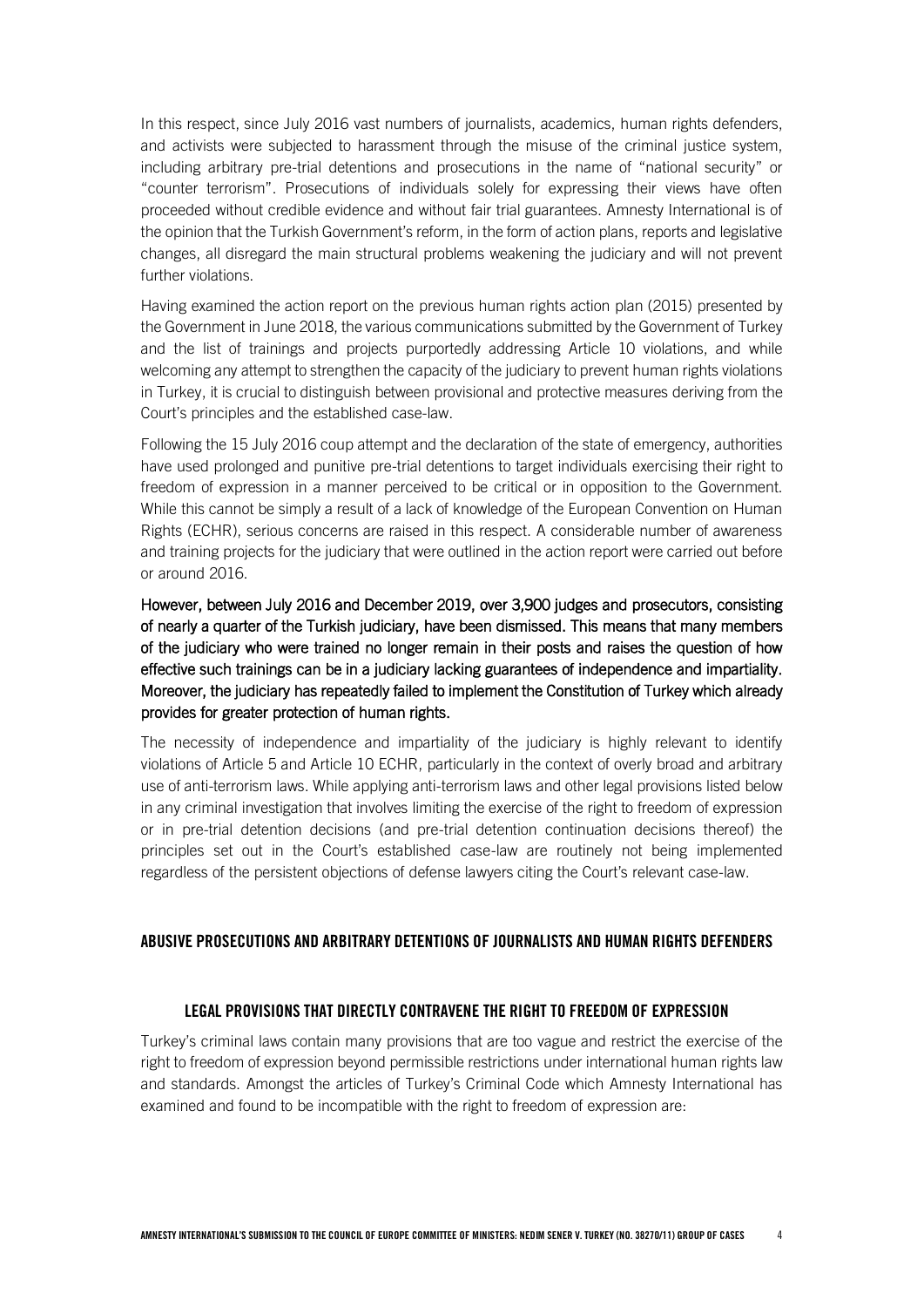In this respect, since July 2016 vast numbers of journalists, academics, human rights defenders, and activists were subjected to harassment through the misuse of the criminal justice system, including arbitrary pre-trial detentions and prosecutions in the name of "national security" or "counter terrorism". Prosecutions of individuals solely for expressing their views have often proceeded without credible evidence and without fair trial guarantees. Amnesty International is of the opinion that the Turkish Government's reform, in the form of action plans, reports and legislative changes, all disregard the main structural problems weakening the judiciary and will not prevent further violations.

Having examined the action report on the previous human rights action plan (2015) presented by the Government in June 2018, the various communications submitted by the Government of Turkey and the list of trainings and projects purportedly addressing Article 10 violations, and while welcoming any attempt to strengthen the capacity of the judiciary to prevent human rights violations in Turkey, it is crucial to distinguish between provisional and protective measures deriving from the Court's principles and the established case-law.

Following the 15 July 2016 coup attempt and the declaration of the state of emergency, authorities have used prolonged and punitive pre-trial detentions to target individuals exercising their right to freedom of expression in a manner perceived to be critical or in opposition to the Government. While this cannot be simply a result of a lack of knowledge of the European Convention on Human Rights (ECHR), serious concerns are raised in this respect. A considerable number of awareness and training projects for the judiciary that were outlined in the action report were carried out before or around 2016.

However, between July 2016 and December 2019, over 3,900 judges and prosecutors, consisting of nearly a quarter of the Turkish judiciary, have been dismissed. This means that many members of the judiciary who were trained no longer remain in their posts and raises the question of how effective such trainings can be in a judiciary lacking guarantees of independence and impartiality. Moreover, the judiciary has repeatedly failed to implement the Constitution of Turkey which already provides for greater protection of human rights.

The necessity of independence and impartiality of the judiciary is highly relevant to identify violations of Article 5 and Article 10 ECHR, particularly in the context of overly broad and arbitrary use of anti-terrorism laws. While applying anti-terrorism laws and other legal provisions listed below in any criminal investigation that involves limiting the exercise of the right to freedom of expression or in pre-trial detention decisions (and pre-trial detention continuation decisions thereof) the principles set out in the Court's established case-law are routinely not being implemented regardless of the persistent objections of defense lawyers citing the Court's relevant case-law.

## ABUSIVE PROSECUTIONS AND ARBITRARY DETENTIONS OF JOURNALISTS AND HUMAN RIGHTS DEFENDERS

### LEGAL PROVISIONS THAT DIRECTLY CONTRAVENE THE RIGHT TO FREEDOM OF EXPRESSION

Turkey's criminal laws contain many provisions that are too vague and restrict the exercise of the right to freedom of expression beyond permissible restrictions under international human rights law and standards. Amongst the articles of Turkey's Criminal Code which Amnesty International has examined and found to be incompatible with the right to freedom of expression are: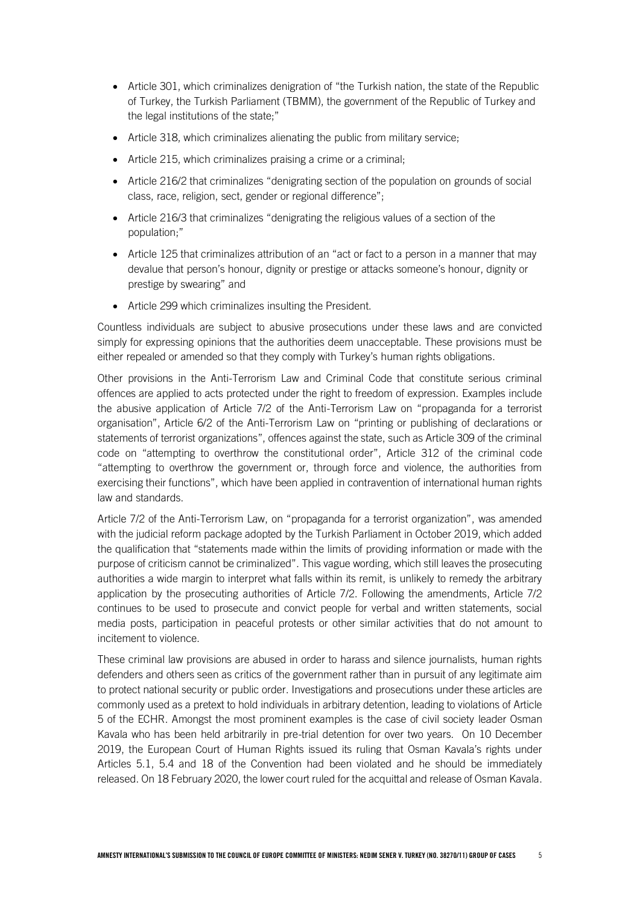- Article 301, which criminalizes denigration of "the Turkish nation, the state of the Republic of Turkey, the Turkish Parliament (TBMM), the government of the Republic of Turkey and the legal institutions of the state;"
- Article 318, which criminalizes alienating the public from military service;
- Article 215, which criminalizes praising a crime or a criminal;
- Article 216/2 that criminalizes "denigrating section of the population on grounds of social class, race, religion, sect, gender or regional difference";
- Article 216/3 that criminalizes "denigrating the religious values of a section of the population;"
- Article 125 that criminalizes attribution of an "act or fact to a person in a manner that may devalue that person's honour, dignity or prestige or attacks someone's honour, dignity or prestige by swearing" and
- Article 299 which criminalizes insulting the President.

Countless individuals are subject to abusive prosecutions under these laws and are convicted simply for expressing opinions that the authorities deem unacceptable. These provisions must be either repealed or amended so that they comply with Turkey's human rights obligations.

Other provisions in the Anti-Terrorism Law and Criminal Code that constitute serious criminal offences are applied to acts protected under the right to freedom of expression. Examples include the abusive application of Article 7/2 of the Anti-Terrorism Law on "propaganda for a terrorist organisation", Article 6/2 of the Anti-Terrorism Law on "printing or publishing of declarations or statements of terrorist organizations", offences against the state, such as Article 309 of the criminal code on "attempting to overthrow the constitutional order", Article 312 of the criminal code "attempting to overthrow the government or, through force and violence, the authorities from exercising their functions", which have been applied in contravention of international human rights law and standards.

Article 7/2 of the Anti-Terrorism Law, on "propaganda for a terrorist organization", was amended with the judicial reform package adopted by the Turkish Parliament in October 2019, which added the qualification that "statements made within the limits of providing information or made with the purpose of criticism cannot be criminalized". This vague wording, which still leaves the prosecuting authorities a wide margin to interpret what falls within its remit, is unlikely to remedy the arbitrary application by the prosecuting authorities of Article 7/2. Following the amendments, Article 7/2 continues to be used to prosecute and convict people for verbal and written statements, social media posts, participation in peaceful protests or other similar activities that do not amount to incitement to violence.

These criminal law provisions are abused in order to harass and silence journalists, human rights defenders and others seen as critics of the government rather than in pursuit of any legitimate aim to protect national security or public order. Investigations and prosecutions under these articles are commonly used as a pretext to hold individuals in arbitrary detention, leading to violations of Article 5 of the ECHR. Amongst the most prominent examples is the case of civil society leader Osman Kavala who has been held arbitrarily in pre-trial detention for over two years. On 10 December 2019, the European Court of Human Rights issued its ruling that Osman Kavala's rights under Articles 5.1, 5.4 and 18 of the Convention had been violated and he should be immediately released. On 18 February 2020, the lower court ruled for the acquittal and release of Osman Kavala.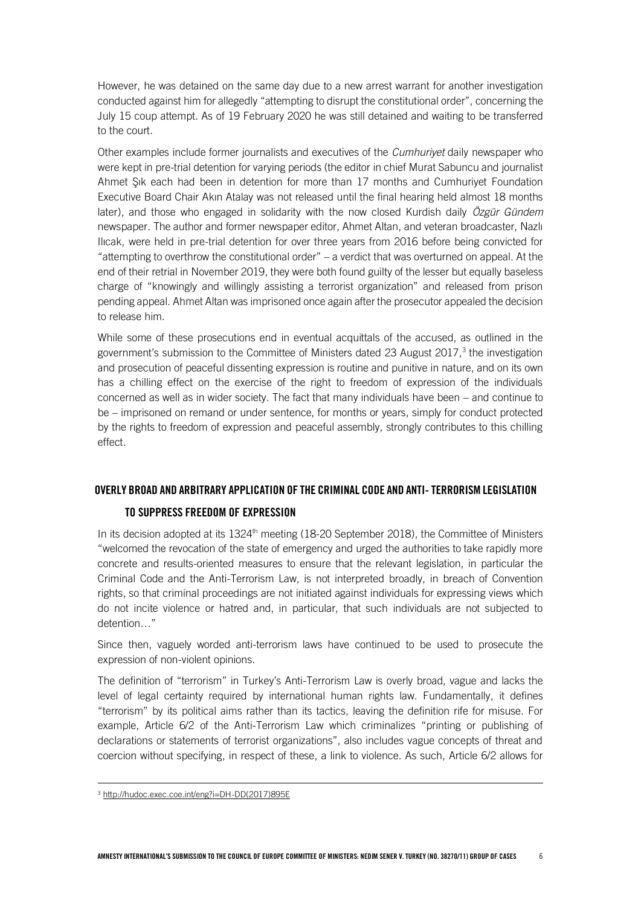However, he was detained on the same day due to a new arrest warrant for another investigation conducted against him for allegedly "attempting to disrupt the constitutional order", concerning the July 15 coup attempt. As of 19 February 2020 he was still detained and waiting to be transferred to the court.

Other examples include former journalists and executives of the *Cumhuriyet* daily newspaper who were kept in pre-trial detention for varying periods (the editor in chief Murat Sabuncu and journalist Ahmet Şık each had been in detention for more than 17 months and Cumhuriyet Foundation Executive Board Chair Akın Atalay was not released until the final hearing held almost 18 months later), and those who engaged in solidarity with the now closed Kurdish daily *Özgür Gündem* newspaper. The author and former newspaper editor, Ahmet Altan, and veteran broadcaster, Nazlı Ilıcak, were held in pre-trial detention for over three years from 2016 before being convicted for "attempting to overthrow the constitutional order" – a verdict that was overturned on appeal. At the end of their retrial in November 2019, they were both found guilty of the lesser but equally baseless charge of "knowingly and willingly assisting a terrorist organization" and released from prison pending appeal. Ahmet Altan was imprisoned once again after the prosecutor appealed the decision to release him.

While some of these prosecutions end in eventual acquittals of the accused, as outlined in the government's submission to the Committee of Ministers dated 23 August 2017,[3] the investigation and prosecution of peaceful dissenting expression is routine and punitive in nature, and on its own has a chilling effect on the exercise of the right to freedom of expression of the individuals concerned as well as in wider society. The fact that many individuals have been – and continue to be – imprisoned on remand or under sentence, for months or years, simply for conduct protected by the rights to freedom of expression and peaceful assembly, strongly contributes to this chilling effect.

## OVERLY BROAD AND ARBITRARY APPLICATION OF THE CRIMINAL CODE AND ANTI- TERRORISM LEGISLATION TO SUPPRESS FREEDOM OF EXPRESSION

In its decision adopted at its 1324th meeting (18-20 September 2018), the Committee of Ministers "welcomed the revocation of the state of emergency and urged the authorities to take rapidly more concrete and results-oriented measures to ensure that the relevant legislation, in particular the Criminal Code and the Anti-Terrorism Law, is not interpreted broadly, in breach of Convention rights, so that criminal proceedings are not initiated against individuals for expressing views which do not incite violence or hatred and, in particular, that such individuals are not subjected to detention…"

Since then, vaguely worded anti-terrorism laws have continued to be used to prosecute the expression of non-violent opinions.

The definition of "terrorism" in Turkey's Anti-Terrorism Law is overly broad, vague and lacks the level of legal certainty required by international human rights law. Fundamentally, it defines "terrorism" by its political aims rather than its tactics, leaving the definition rife for misuse. For example, Article 6/2 of the Anti-Terrorism Law which criminalizes "printing or publishing of declarations or statements of terrorist organizations", also includes vague concepts of threat and coercion without specifying, in respect of these, a link to violence. As such, Article 6/2 allows for

[3] http://hudoc.exec.coe.int/eng?i=DH-DD(2017)895E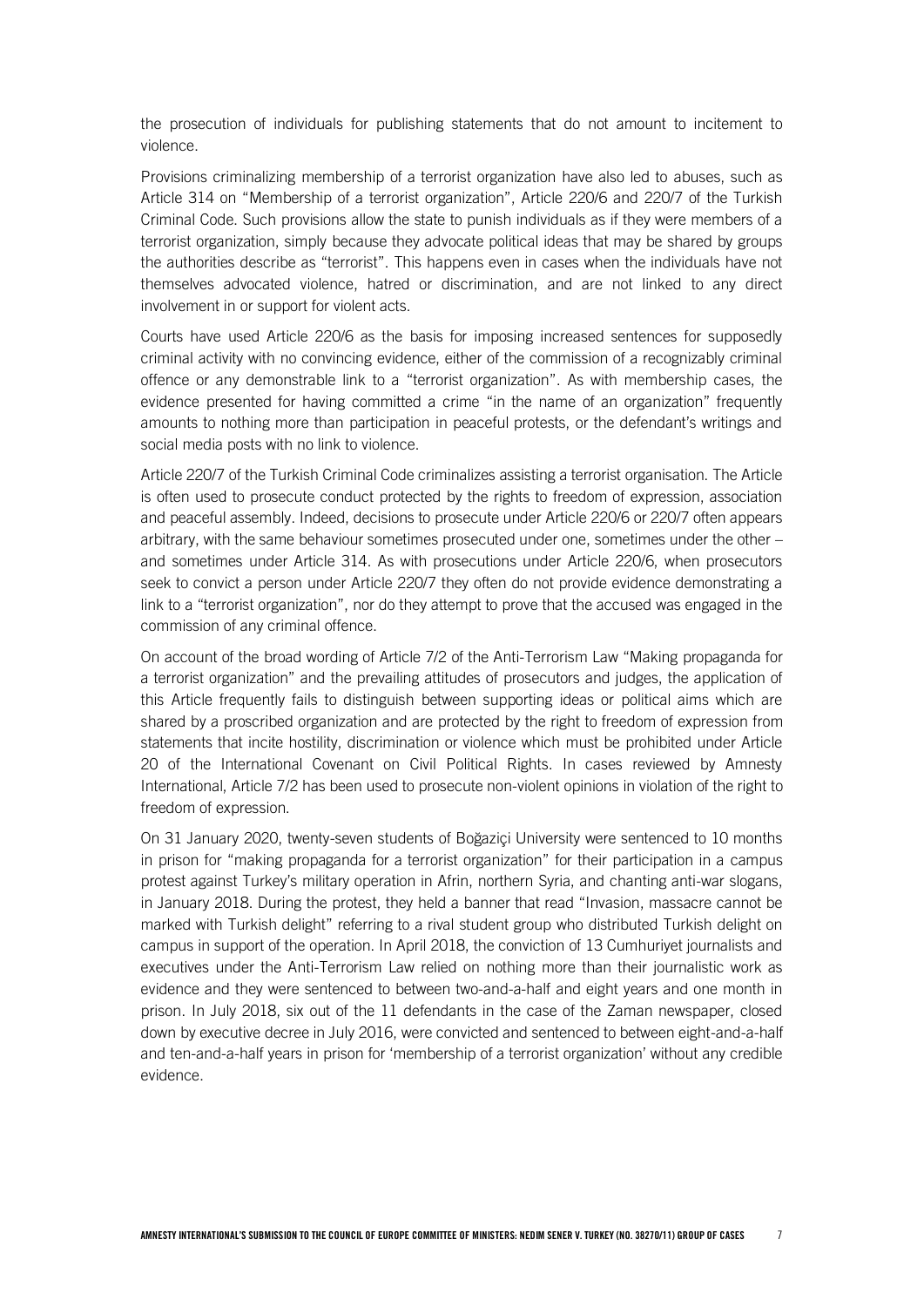the prosecution of individuals for publishing statements that do not amount to incitement to violence.

Provisions criminalizing membership of a terrorist organization have also led to abuses, such as Article 314 on "Membership of a terrorist organization", Article 220/6 and 220/7 of the Turkish Criminal Code. Such provisions allow the state to punish individuals as if they were members of a terrorist organization, simply because they advocate political ideas that may be shared by groups the authorities describe as "terrorist". This happens even in cases when the individuals have not themselves advocated violence, hatred or discrimination, and are not linked to any direct involvement in or support for violent acts.

Courts have used Article 220/6 as the basis for imposing increased sentences for supposedly criminal activity with no convincing evidence, either of the commission of a recognizably criminal offence or any demonstrable link to a "terrorist organization". As with membership cases, the evidence presented for having committed a crime "in the name of an organization" frequently amounts to nothing more than participation in peaceful protests, or the defendant's writings and social media posts with no link to violence.

Article 220/7 of the Turkish Criminal Code criminalizes assisting a terrorist organisation. The Article is often used to prosecute conduct protected by the rights to freedom of expression, association and peaceful assembly. Indeed, decisions to prosecute under Article 220/6 or 220/7 often appears arbitrary, with the same behaviour sometimes prosecuted under one, sometimes under the other – and sometimes under Article 314. As with prosecutions under Article 220/6, when prosecutors seek to convict a person under Article 220/7 they often do not provide evidence demonstrating a link to a "terrorist organization", nor do they attempt to prove that the accused was engaged in the commission of any criminal offence.

On account of the broad wording of Article 7/2 of the Anti-Terrorism Law "Making propaganda for a terrorist organization" and the prevailing attitudes of prosecutors and judges, the application of this Article frequently fails to distinguish between supporting ideas or political aims which are shared by a proscribed organization and are protected by the right to freedom of expression from statements that incite hostility, discrimination or violence which must be prohibited under Article 20 of the International Covenant on Civil Political Rights. In cases reviewed by Amnesty International, Article 7/2 has been used to prosecute non-violent opinions in violation of the right to freedom of expression.

On 31 January 2020, twenty-seven students of Boğaziçi University were sentenced to 10 months in prison for "making propaganda for a terrorist organization" for their participation in a campus protest against Turkey's military operation in Afrin, northern Syria, and chanting anti-war slogans, in January 2018. During the protest, they held a banner that read "Invasion, massacre cannot be marked with Turkish delight" referring to a rival student group who distributed Turkish delight on campus in support of the operation. In April 2018, the conviction of 13 Cumhuriyet journalists and executives under the Anti-Terrorism Law relied on nothing more than their journalistic work as evidence and they were sentenced to between two-and-a-half and eight years and one month in prison. In July 2018, six out of the 11 defendants in the case of the Zaman newspaper, closed down by executive decree in July 2016, were convicted and sentenced to between eight-and-a-half and ten-and-a-half years in prison for 'membership of a terrorist organization' without any credible evidence.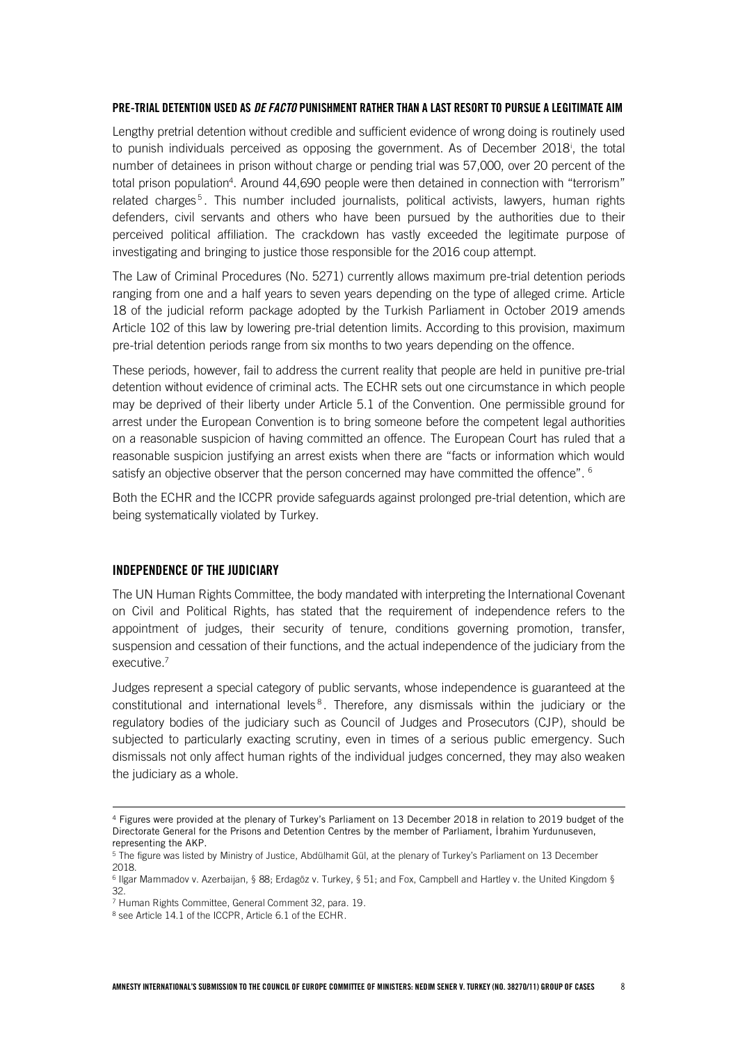#### PRE-TRIAL DETENTION USED AS *DE FACTO* PUNISHMENT RATHER THAN A LAST RESORT TO PURSUE A LEGITIMATE AIM

Lengthy pretrial detention without credible and sufficient evidence of wrong doing is routinely used to punish individuals perceived as opposing the government. As of December 2018[i], the total number of detainees in prison without charge or pending trial was 57,000, over 20 percent of the total prison population[4]. Around 44,690 people were then detained in connection with "terrorism" related charges[5]. This number included journalists, political activists, lawyers, human rights defenders, civil servants and others who have been pursued by the authorities due to their perceived political affiliation. The crackdown has vastly exceeded the legitimate purpose of investigating and bringing to justice those responsible for the 2016 coup attempt.

The Law of Criminal Procedures (No. 5271) currently allows maximum pre-trial detention periods ranging from one and a half years to seven years depending on the type of alleged crime. Article 18 of the judicial reform package adopted by the Turkish Parliament in October 2019 amends Article 102 of this law by lowering pre-trial detention limits. According to this provision, maximum pre-trial detention periods range from six months to two years depending on the offence.

These periods, however, fail to address the current reality that people are held in punitive pre-trial detention without evidence of criminal acts. The ECHR sets out one circumstance in which people may be deprived of their liberty under Article 5.1 of the Convention. One permissible ground for arrest under the European Convention is to bring someone before the competent legal authorities on a reasonable suspicion of having committed an offence. The European Court has ruled that a reasonable suspicion justifying an arrest exists when there are "facts or information which would satisfy an objective observer that the person concerned may have committed the offence". [6]

Both the ECHR and the ICCPR provide safeguards against prolonged pre-trial detention, which are being systematically violated by Turkey.

## INDEPENDENCE OF THE JUDICIARY

The UN Human Rights Committee, the body mandated with interpreting the International Covenant on Civil and Political Rights, has stated that the requirement of independence refers to the appointment of judges, their security of tenure, conditions governing promotion, transfer, suspension and cessation of their functions, and the actual independence of the judiciary from the executive.[7]

Judges represent a special category of public servants, whose independence is guaranteed at the constitutional and international levels[8]. Therefore, any dismissals within the judiciary or the regulatory bodies of the judiciary such as Council of Judges and Prosecutors (CJP), should be subjected to particularly exacting scrutiny, even in times of a serious public emergency. Such dismissals not only affect human rights of the individual judges concerned, they may also weaken the judiciary as a whole.

---

[4] Figures were provided at the plenary of Turkey's Parliament on 13 December 2018 in relation to 2019 budget of the Directorate General for the Prisons and Detention Centres by the member of Parliament, İbrahim Yurdunuseven, representing the AKP.

[5] The figure was listed by Ministry of Justice, Abdülhamit Gül, at the plenary of Turkey's Parliament on 13 December 2018.

[6] Ilgar Mammadov v. Azerbaijan, § 88; Erdagöz v. Turkey, § 51; and Fox, Campbell and Hartley v. the United Kingdom § 32.

[7] Human Rights Committee, General Comment 32, para. 19.

[8] see Article 14.1 of the ICCPR, Article 6.1 of the ECHR.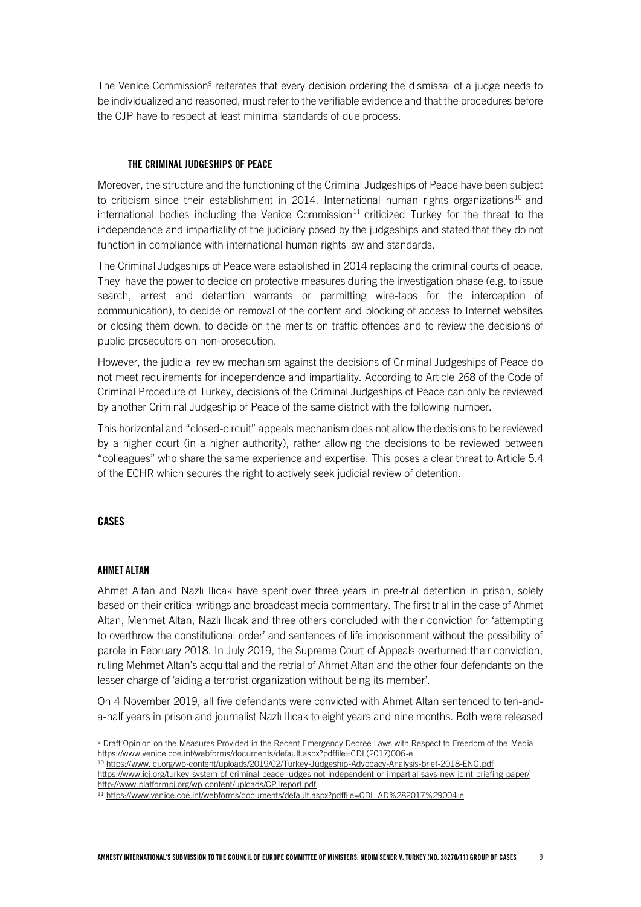The Venice Commission[9] reiterates that every decision ordering the dismissal of a judge needs to be individualized and reasoned, must refer to the verifiable evidence and that the procedures before the CJP have to respect at least minimal standards of due process.

### THE CRIMINAL JUDGESHIPS OF PEACE

Moreover, the structure and the functioning of the Criminal Judgeships of Peace have been subject to criticism since their establishment in 2014. International human rights organizations[10] and international bodies including the Venice Commission[11] criticized Turkey for the threat to the independence and impartiality of the judiciary posed by the judgeships and stated that they do not function in compliance with international human rights law and standards.

The Criminal Judgeships of Peace were established in 2014 replacing the criminal courts of peace. They have the power to decide on protective measures during the investigation phase (e.g. to issue search, arrest and detention warrants or permitting wire-taps for the interception of communication), to decide on removal of the content and blocking of access to Internet websites or closing them down, to decide on the merits on traffic offences and to review the decisions of public prosecutors on non-prosecution.

However, the judicial review mechanism against the decisions of Criminal Judgeships of Peace do not meet requirements for independence and impartiality. According to Article 268 of the Code of Criminal Procedure of Turkey, decisions of the Criminal Judgeships of Peace can only be reviewed by another Criminal Judgeship of Peace of the same district with the following number.

This horizontal and "closed-circuit" appeals mechanism does not allow the decisions to be reviewed by a higher court (in a higher authority), rather allowing the decisions to be reviewed between "colleagues" who share the same experience and expertise. This poses a clear threat to Article 5.4 of the ECHR which secures the right to actively seek judicial review of detention.

## CASES

### AHMET ALTAN

Ahmet Altan and Nazlı Ilıcak have spent over three years in pre-trial detention in prison, solely based on their critical writings and broadcast media commentary. The first trial in the case of Ahmet Altan, Mehmet Altan, Nazlı Ilıcak and three others concluded with their conviction for 'attempting to overthrow the constitutional order' and sentences of life imprisonment without the possibility of parole in February 2018. In July 2019, the Supreme Court of Appeals overturned their conviction, ruling Mehmet Altan's acquittal and the retrial of Ahmet Altan and the other four defendants on the lesser charge of 'aiding a terrorist organization without being its member'.

On 4 November 2019, all five defendants were convicted with Ahmet Altan sentenced to ten-and-a-half years in prison and journalist Nazlı Ilıcak to eight years and nine months. Both were released

---

[9] Draft Opinion on the Measures Provided in the Recent Emergency Decree Laws with Respect to Freedom of the Media https://www.venice.coe.int/webforms/documents/default.aspx?pdffile=CDL(2017)006-e

[10] https://www.icj.org/wp-content/uploads/2019/02/Turkey-Judgeship-Advocacy-Analysis-brief-2018-ENG.pdf
https://www.icj.org/turkey-system-of-criminal-peace-judges-not-independent-or-impartial-says-new-joint-briefing-paper/
http://www.platformpj.org/wp-content/uploads/CPJreport.pdf

[11] https://www.venice.coe.int/webforms/documents/default.aspx?pdffile=CDL-AD%282017%29004-e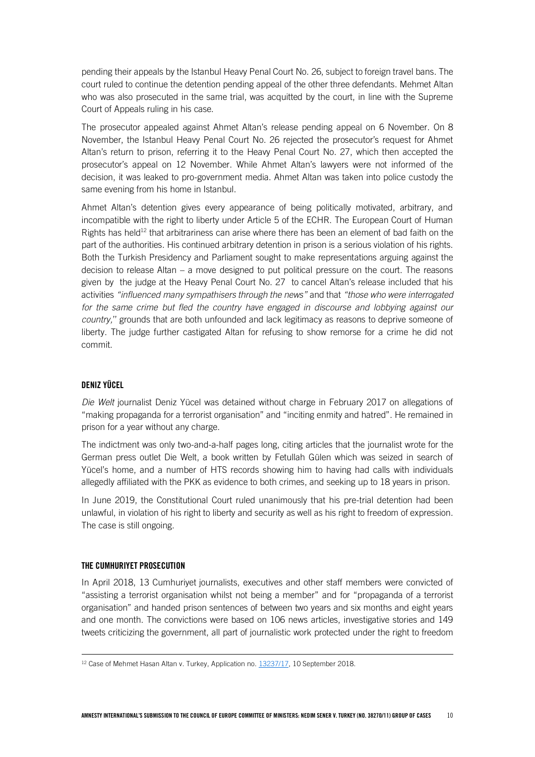pending their appeals by the Istanbul Heavy Penal Court No. 26, subject to foreign travel bans. The court ruled to continue the detention pending appeal of the other three defendants. Mehmet Altan who was also prosecuted in the same trial, was acquitted by the court, in line with the Supreme Court of Appeals ruling in his case.

The prosecutor appealed against Ahmet Altan's release pending appeal on 6 November. On 8 November, the Istanbul Heavy Penal Court No. 26 rejected the prosecutor's request for Ahmet Altan's return to prison, referring it to the Heavy Penal Court No. 27, which then accepted the prosecutor's appeal on 12 November. While Ahmet Altan's lawyers were not informed of the decision, it was leaked to pro-government media. Ahmet Altan was taken into police custody the same evening from his home in Istanbul.

Ahmet Altan's detention gives every appearance of being politically motivated, arbitrary, and incompatible with the right to liberty under Article 5 of the ECHR. The European Court of Human Rights has held[12] that arbitrariness can arise where there has been an element of bad faith on the part of the authorities. His continued arbitrary detention in prison is a serious violation of his rights. Both the Turkish Presidency and Parliament sought to make representations arguing against the decision to release Altan – a move designed to put political pressure on the court. The reasons given by the judge at the Heavy Penal Court No. 27 to cancel Altan's release included that his activities *"influenced many sympathisers through the news"* and that *"those who were interrogated for the same crime but fled the country have engaged in discourse and lobbying against our country,"* grounds that are both unfounded and lack legitimacy as reasons to deprive someone of liberty. The judge further castigated Altan for refusing to show remorse for a crime he did not commit.

### DENIZ YÜCEL

*Die Welt* journalist Deniz Yücel was detained without charge in February 2017 on allegations of "making propaganda for a terrorist organisation" and "inciting enmity and hatred". He remained in prison for a year without any charge.

The indictment was only two-and-a-half pages long, citing articles that the journalist wrote for the German press outlet Die Welt, a book written by Fetullah Gülen which was seized in search of Yücel's home, and a number of HTS records showing him to having had calls with individuals allegedly affiliated with the PKK as evidence to both crimes, and seeking up to 18 years in prison.

In June 2019, the Constitutional Court ruled unanimously that his pre-trial detention had been unlawful, in violation of his right to liberty and security as well as his right to freedom of expression. The case is still ongoing.

### THE CUMHURIYET PROSECUTION

In April 2018, 13 Cumhuriyet journalists, executives and other staff members were convicted of "assisting a terrorist organisation whilst not being a member" and for "propaganda of a terrorist organisation" and handed prison sentences of between two years and six months and eight years and one month. The convictions were based on 106 news articles, investigative stories and 149 tweets criticizing the government, all part of journalistic work protected under the right to freedom

---

[12] Case of Mehmet Hasan Altan v. Turkey, Application no. 13237/17, 10 September 2018.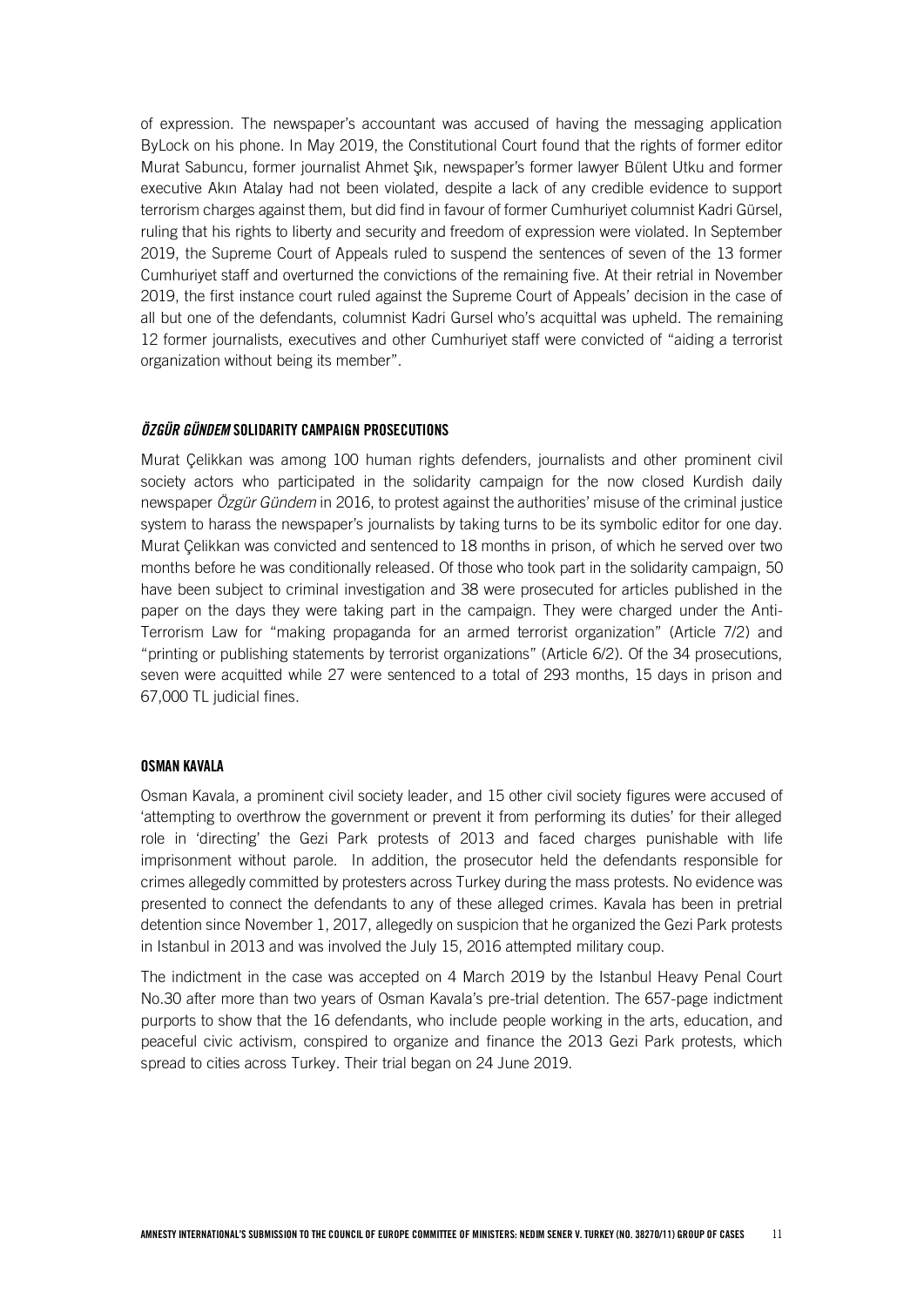of expression. The newspaper's accountant was accused of having the messaging application ByLock on his phone. In May 2019, the Constitutional Court found that the rights of former editor Murat Sabuncu, former journalist Ahmet Şık, newspaper's former lawyer Bülent Utku and former executive Akın Atalay had not been violated, despite a lack of any credible evidence to support terrorism charges against them, but did find in favour of former Cumhuriyet columnist Kadri Gürsel, ruling that his rights to liberty and security and freedom of expression were violated. In September 2019, the Supreme Court of Appeals ruled to suspend the sentences of seven of the 13 former Cumhuriyet staff and overturned the convictions of the remaining five. At their retrial in November 2019, the first instance court ruled against the Supreme Court of Appeals' decision in the case of all but one of the defendants, columnist Kadri Gursel who's acquittal was upheld. The remaining 12 former journalists, executives and other Cumhuriyet staff were convicted of "aiding a terrorist organization without being its member".

### *ÖZGÜR GÜNDEM* SOLIDARITY CAMPAIGN PROSECUTIONS

Murat Çelikkan was among 100 human rights defenders, journalists and other prominent civil society actors who participated in the solidarity campaign for the now closed Kurdish daily newspaper *Özgür Gündem* in 2016, to protest against the authorities' misuse of the criminal justice system to harass the newspaper's journalists by taking turns to be its symbolic editor for one day. Murat Çelikkan was convicted and sentenced to 18 months in prison, of which he served over two months before he was conditionally released. Of those who took part in the solidarity campaign, 50 have been subject to criminal investigation and 38 were prosecuted for articles published in the paper on the days they were taking part in the campaign. They were charged under the Anti-Terrorism Law for "making propaganda for an armed terrorist organization" (Article 7/2) and "printing or publishing statements by terrorist organizations" (Article 6/2). Of the 34 prosecutions, seven were acquitted while 27 were sentenced to a total of 293 months, 15 days in prison and 67,000 TL judicial fines.

### OSMAN KAVALA

Osman Kavala, a prominent civil society leader, and 15 other civil society figures were accused of 'attempting to overthrow the government or prevent it from performing its duties' for their alleged role in 'directing' the Gezi Park protests of 2013 and faced charges punishable with life imprisonment without parole. In addition, the prosecutor held the defendants responsible for crimes allegedly committed by protesters across Turkey during the mass protests. No evidence was presented to connect the defendants to any of these alleged crimes. Kavala has been in pretrial detention since November 1, 2017, allegedly on suspicion that he organized the Gezi Park protests in Istanbul in 2013 and was involved the July 15, 2016 attempted military coup.

The indictment in the case was accepted on 4 March 2019 by the Istanbul Heavy Penal Court No.30 after more than two years of Osman Kavala's pre-trial detention. The 657-page indictment purports to show that the 16 defendants, who include people working in the arts, education, and peaceful civic activism, conspired to organize and finance the 2013 Gezi Park protests, which spread to cities across Turkey. Their trial began on 24 June 2019.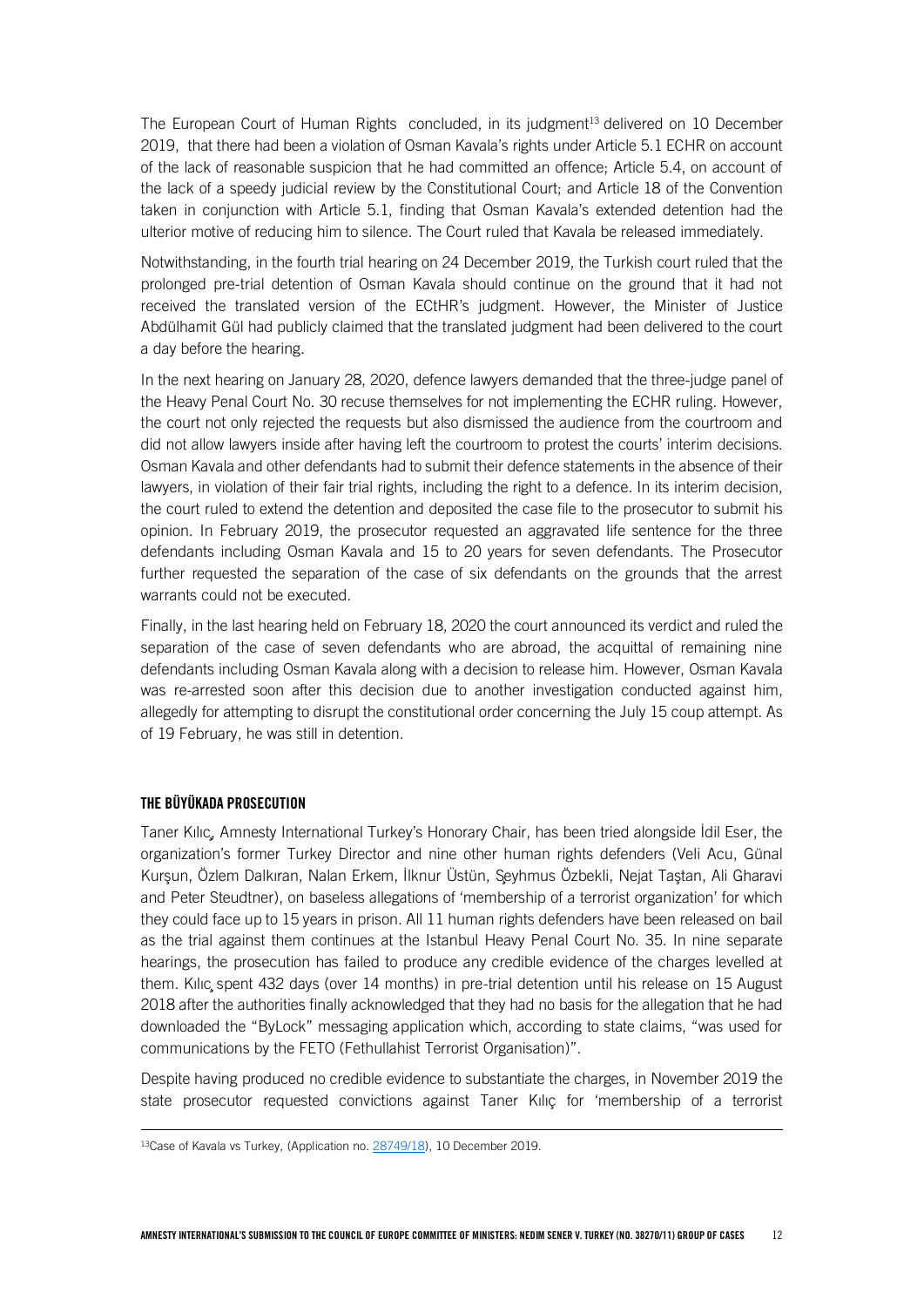The European Court of Human Rights concluded, in its judgment[13] delivered on 10 December 2019, that there had been a violation of Osman Kavala's rights under Article 5.1 ECHR on account of the lack of reasonable suspicion that he had committed an offence; Article 5.4, on account of the lack of a speedy judicial review by the Constitutional Court; and Article 18 of the Convention taken in conjunction with Article 5.1, finding that Osman Kavala's extended detention had the ulterior motive of reducing him to silence. The Court ruled that Kavala be released immediately.

Notwithstanding, in the fourth trial hearing on 24 December 2019, the Turkish court ruled that the prolonged pre-trial detention of Osman Kavala should continue on the ground that it had not received the translated version of the ECtHR's judgment. However, the Minister of Justice Abdülhamit Gül had publicly claimed that the translated judgment had been delivered to the court a day before the hearing.

In the next hearing on January 28, 2020, defence lawyers demanded that the three-judge panel of the Heavy Penal Court No. 30 recuse themselves for not implementing the ECHR ruling. However, the court not only rejected the requests but also dismissed the audience from the courtroom and did not allow lawyers inside after having left the courtroom to protest the courts' interim decisions. Osman Kavala and other defendants had to submit their defence statements in the absence of their lawyers, in violation of their fair trial rights, including the right to a defence. In its interim decision, the court ruled to extend the detention and deposited the case file to the prosecutor to submit his opinion. In February 2019, the prosecutor requested an aggravated life sentence for the three defendants including Osman Kavala and 15 to 20 years for seven defendants. The Prosecutor further requested the separation of the case of six defendants on the grounds that the arrest warrants could not be executed.

Finally, in the last hearing held on February 18, 2020 the court announced its verdict and ruled the separation of the case of seven defendants who are abroad, the acquittal of remaining nine defendants including Osman Kavala along with a decision to release him. However, Osman Kavala was re-arrested soon after this decision due to another investigation conducted against him, allegedly for attempting to disrupt the constitutional order concerning the July 15 coup attempt. As of 19 February, he was still in detention.

## THE BÜYÜKADA PROSECUTION

Taner Kılıç, Amnesty International Turkey's Honorary Chair, has been tried alongside İdil Eser, the organization's former Turkey Director and nine other human rights defenders (Veli Acu, Günal Kurşun, Özlem Dalkıran, Nalan Erkem, İlknur Üstün, Şeyhmus Özbekli, Nejat Taştan, Ali Gharavi and Peter Steudtner), on baseless allegations of 'membership of a terrorist organization' for which they could face up to 15 years in prison. All 11 human rights defenders have been released on bail as the trial against them continues at the Istanbul Heavy Penal Court No. 35. In nine separate hearings, the prosecution has failed to produce any credible evidence of the charges levelled at them. Kılıç spent 432 days (over 14 months) in pre-trial detention until his release on 15 August 2018 after the authorities finally acknowledged that they had no basis for the allegation that he had downloaded the "ByLock" messaging application which, according to state claims, "was used for communications by the FETO (Fethullahist Terrorist Organisation)".

Despite having produced no credible evidence to substantiate the charges, in November 2019 the state prosecutor requested convictions against Taner Kılıç for 'membership of a terrorist

[13] Case of Kavala vs Turkey, (Application no. 28749/18), 10 December 2019.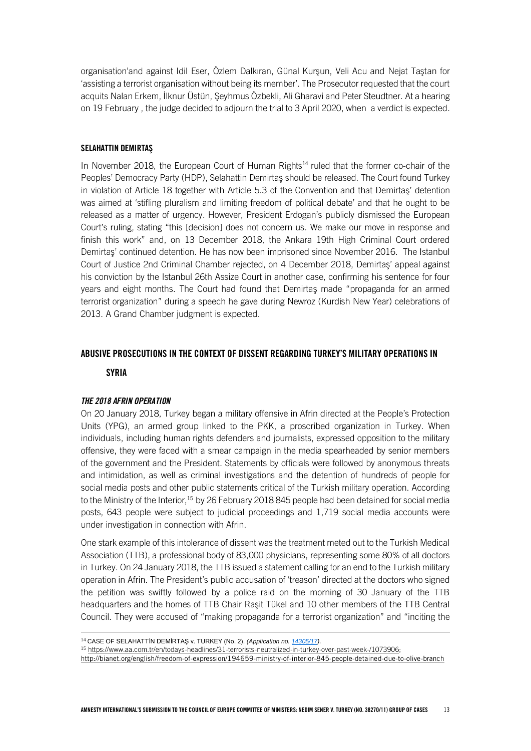organisation'and against Idil Eser, Özlem Dalkıran, Günal Kurşun, Veli Acu and Nejat Taştan for 'assisting a terrorist organisation without being its member'. The Prosecutor requested that the court acquits Nalan Erkem, İlknur Üstün, Şeyhmus Özbekli, Ali Gharavi and Peter Steudtner. At a hearing on 19 February , the judge decided to adjourn the trial to 3 April 2020, when a verdict is expected.

### SELAHATTIN DEMIRTAŞ

In November 2018, the European Court of Human Rights[14] ruled that the former co-chair of the Peoples' Democracy Party (HDP), Selahattin Demirtaş should be released. The Court found Turkey in violation of Article 18 together with Article 5.3 of the Convention and that Demirtaş' detention was aimed at 'stifling pluralism and limiting freedom of political debate' and that he ought to be released as a matter of urgency. However, President Erdogan's publicly dismissed the European Court's ruling, stating "this [decision] does not concern us. We make our move in response and finish this work" and, on 13 December 2018, the Ankara 19th High Criminal Court ordered Demirtaş' continued detention. He has now been imprisoned since November 2016. The Istanbul Court of Justice 2nd Criminal Chamber rejected, on 4 December 2018, Demirtaş' appeal against his conviction by the Istanbul 26th Assize Court in another case, confirming his sentence for four years and eight months. The Court had found that Demirtaş made "propaganda for an armed terrorist organization" during a speech he gave during Newroz (Kurdish New Year) celebrations of 2013. A Grand Chamber judgment is expected.

## ABUSIVE PROSECUTIONS IN THE CONTEXT OF DISSENT REGARDING TURKEY'S MILITARY OPERATIONS IN SYRIA

### *THE 2018 AFRIN OPERATION*

On 20 January 2018, Turkey began a military offensive in Afrin directed at the People's Protection Units (YPG), an armed group linked to the PKK, a proscribed organization in Turkey. When individuals, including human rights defenders and journalists, expressed opposition to the military offensive, they were faced with a smear campaign in the media spearheaded by senior members of the government and the President. Statements by officials were followed by anonymous threats and intimidation, as well as criminal investigations and the detention of hundreds of people for social media posts and other public statements critical of the Turkish military operation. According to the Ministry of the Interior,[15] by 26 February 2018 845 people had been detained for social media posts, 643 people were subject to judicial proceedings and 1,719 social media accounts were under investigation in connection with Afrin.

One stark example of this intolerance of dissent was the treatment meted out to the Turkish Medical Association (TTB), a professional body of 83,000 physicians, representing some 80% of all doctors in Turkey. On 24 January 2018, the TTB issued a statement calling for an end to the Turkish military operation in Afrin. The President's public accusation of 'treason' directed at the doctors who signed the petition was swiftly followed by a police raid on the morning of 30 January of the TTB headquarters and the homes of TTB Chair Raşit Tükel and 10 other members of the TTB Central Council. They were accused of "making propaganda for a terrorist organization" and "inciting the

---

[14] CASE OF SELAHATTİN DEMİRTAŞ v. TURKEY (No. 2), *(Application no. 14305/17).*

[15] https://www.aa.com.tr/en/todays-headlines/31-terrorists-neutralized-in-turkey-over-past-week-/1073906; http://bianet.org/english/freedom-of-expression/194659-ministry-of-interior-845-people-detained-due-to-olive-branch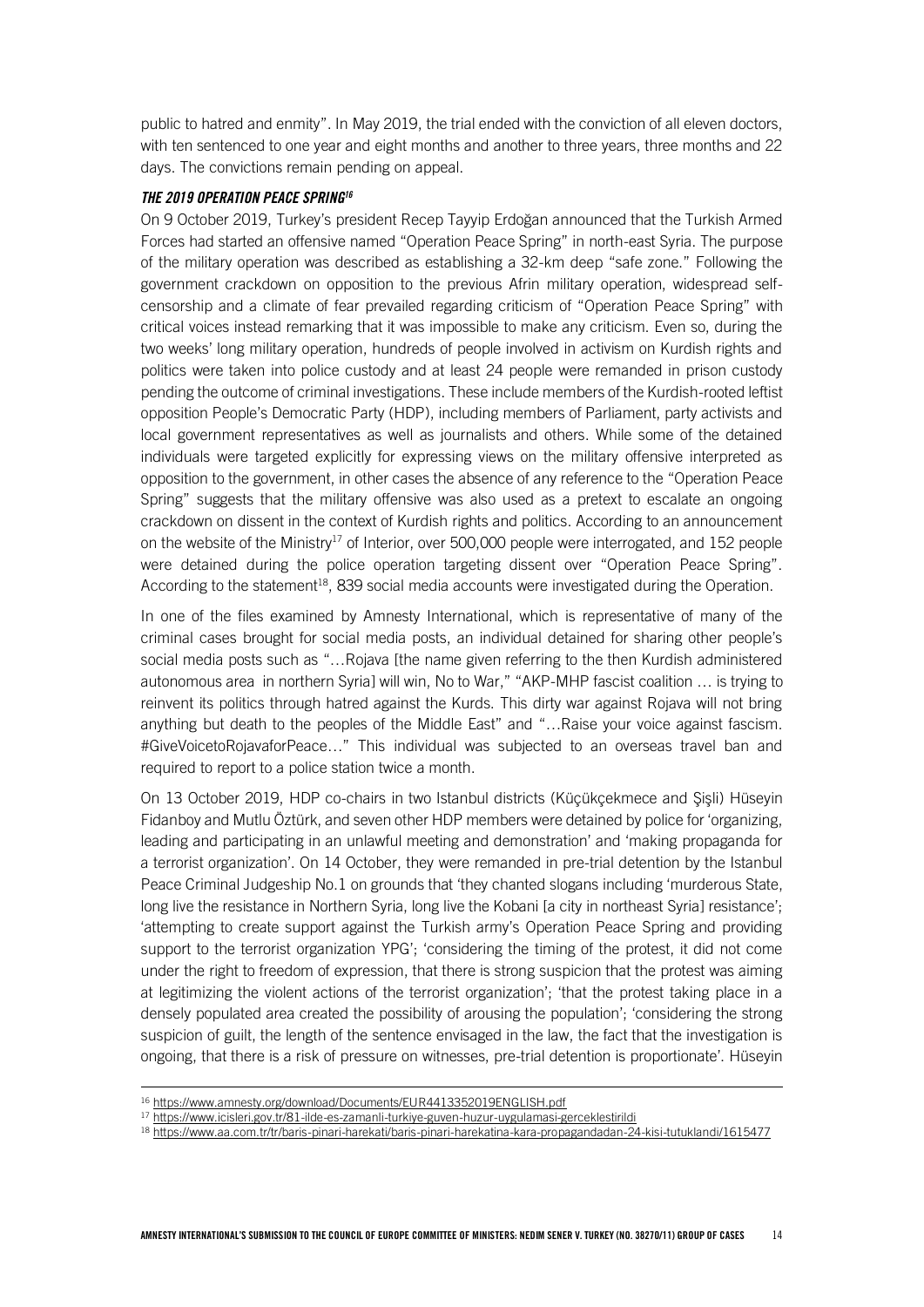public to hatred and enmity". In May 2019, the trial ended with the conviction of all eleven doctors, with ten sentenced to one year and eight months and another to three years, three months and 22 days. The convictions remain pending on appeal.

### *THE 2019 OPERATION PEACE SPRING*[16]

On 9 October 2019, Turkey's president Recep Tayyip Erdoğan announced that the Turkish Armed Forces had started an offensive named "Operation Peace Spring" in north-east Syria. The purpose of the military operation was described as establishing a 32-km deep "safe zone." Following the government crackdown on opposition to the previous Afrin military operation, widespread self-censorship and a climate of fear prevailed regarding criticism of "Operation Peace Spring" with critical voices instead remarking that it was impossible to make any criticism. Even so, during the two weeks' long military operation, hundreds of people involved in activism on Kurdish rights and politics were taken into police custody and at least 24 people were remanded in prison custody pending the outcome of criminal investigations. These include members of the Kurdish-rooted leftist opposition People's Democratic Party (HDP), including members of Parliament, party activists and local government representatives as well as journalists and others. While some of the detained individuals were targeted explicitly for expressing views on the military offensive interpreted as opposition to the government, in other cases the absence of any reference to the "Operation Peace Spring" suggests that the military offensive was also used as a pretext to escalate an ongoing crackdown on dissent in the context of Kurdish rights and politics. According to an announcement on the website of the Ministry[17] of Interior, over 500,000 people were interrogated, and 152 people were detained during the police operation targeting dissent over "Operation Peace Spring". According to the statement[18], 839 social media accounts were investigated during the Operation.

In one of the files examined by Amnesty International, which is representative of many of the criminal cases brought for social media posts, an individual detained for sharing other people's social media posts such as "…Rojava [the name given referring to the then Kurdish administered autonomous area in northern Syria] will win, No to War," "AKP-MHP fascist coalition … is trying to reinvent its politics through hatred against the Kurds. This dirty war against Rojava will not bring anything but death to the peoples of the Middle East" and "…Raise your voice against fascism. #GiveVoicetoRojavaforPeace…" This individual was subjected to an overseas travel ban and required to report to a police station twice a month.

On 13 October 2019, HDP co-chairs in two Istanbul districts (Küçükçekmece and Şişli) Hüseyin Fidanboy and Mutlu Öztürk, and seven other HDP members were detained by police for 'organizing, leading and participating in an unlawful meeting and demonstration' and 'making propaganda for a terrorist organization'. On 14 October, they were remanded in pre-trial detention by the Istanbul Peace Criminal Judgeship No.1 on grounds that 'they chanted slogans including 'murderous State, long live the resistance in Northern Syria, long live the Kobani [a city in northeast Syria] resistance'; 'attempting to create support against the Turkish army's Operation Peace Spring and providing support to the terrorist organization YPG'; 'considering the timing of the protest, it did not come under the right to freedom of expression, that there is strong suspicion that the protest was aiming at legitimizing the violent actions of the terrorist organization'; 'that the protest taking place in a densely populated area created the possibility of arousing the population'; 'considering the strong suspicion of guilt, the length of the sentence envisaged in the law, the fact that the investigation is ongoing, that there is a risk of pressure on witnesses, pre-trial detention is proportionate'. Hüseyin

---

[16] https://www.amnesty.org/download/Documents/EUR4413352019ENGLISH.pdf

[17] https://www.icisleri.gov.tr/81-ilde-es-zamanli-turkiye-guven-huzur-uygulamasi-gerceklestirildi

[18] https://www.aa.com.tr/tr/baris-pinari-harekati/baris-pinari-harekatina-kara-propagandadan-24-kisi-tutuklandi/1615477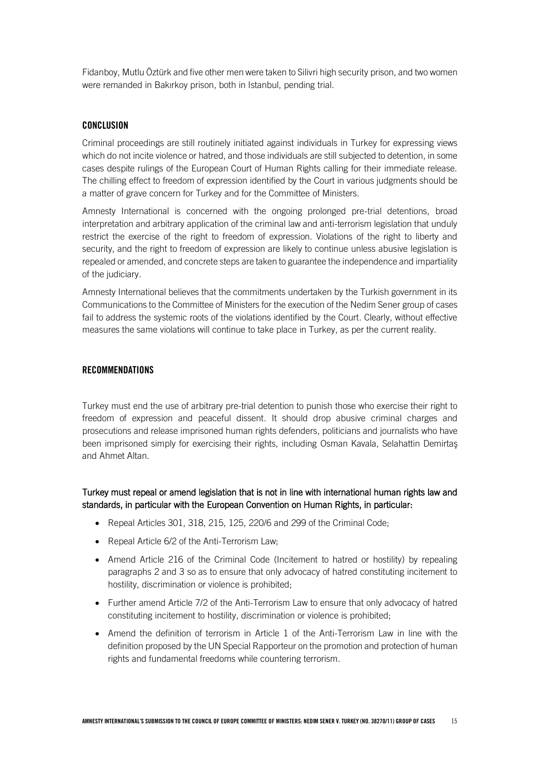Fidanboy, Mutlu Öztürk and five other men were taken to Silivri high security prison, and two women were remanded in Bakırkoy prison, both in Istanbul, pending trial.

## CONCLUSION

Criminal proceedings are still routinely initiated against individuals in Turkey for expressing views which do not incite violence or hatred, and those individuals are still subjected to detention, in some cases despite rulings of the European Court of Human Rights calling for their immediate release. The chilling effect to freedom of expression identified by the Court in various judgments should be a matter of grave concern for Turkey and for the Committee of Ministers.

Amnesty International is concerned with the ongoing prolonged pre-trial detentions, broad interpretation and arbitrary application of the criminal law and anti-terrorism legislation that unduly restrict the exercise of the right to freedom of expression. Violations of the right to liberty and security, and the right to freedom of expression are likely to continue unless abusive legislation is repealed or amended, and concrete steps are taken to guarantee the independence and impartiality of the judiciary.

Amnesty International believes that the commitments undertaken by the Turkish government in its Communications to the Committee of Ministers for the execution of the Nedim Sener group of cases fail to address the systemic roots of the violations identified by the Court. Clearly, without effective measures the same violations will continue to take place in Turkey, as per the current reality.

## RECOMMENDATIONS

Turkey must end the use of arbitrary pre-trial detention to punish those who exercise their right to freedom of expression and peaceful dissent. It should drop abusive criminal charges and prosecutions and release imprisoned human rights defenders, politicians and journalists who have been imprisoned simply for exercising their rights, including Osman Kavala, Selahattin Demirtaş and Ahmet Altan.

Turkey must repeal or amend legislation that is not in line with international human rights law and standards, in particular with the European Convention on Human Rights, in particular:

- Repeal Articles 301, 318, 215, 125, 220/6 and 299 of the Criminal Code;
- Repeal Article 6/2 of the Anti-Terrorism Law;
- Amend Article 216 of the Criminal Code (Incitement to hatred or hostility) by repealing paragraphs 2 and 3 so as to ensure that only advocacy of hatred constituting incitement to hostility, discrimination or violence is prohibited;
- Further amend Article 7/2 of the Anti-Terrorism Law to ensure that only advocacy of hatred constituting incitement to hostility, discrimination or violence is prohibited;
- Amend the definition of terrorism in Article 1 of the Anti-Terrorism Law in line with the definition proposed by the UN Special Rapporteur on the promotion and protection of human rights and fundamental freedoms while countering terrorism.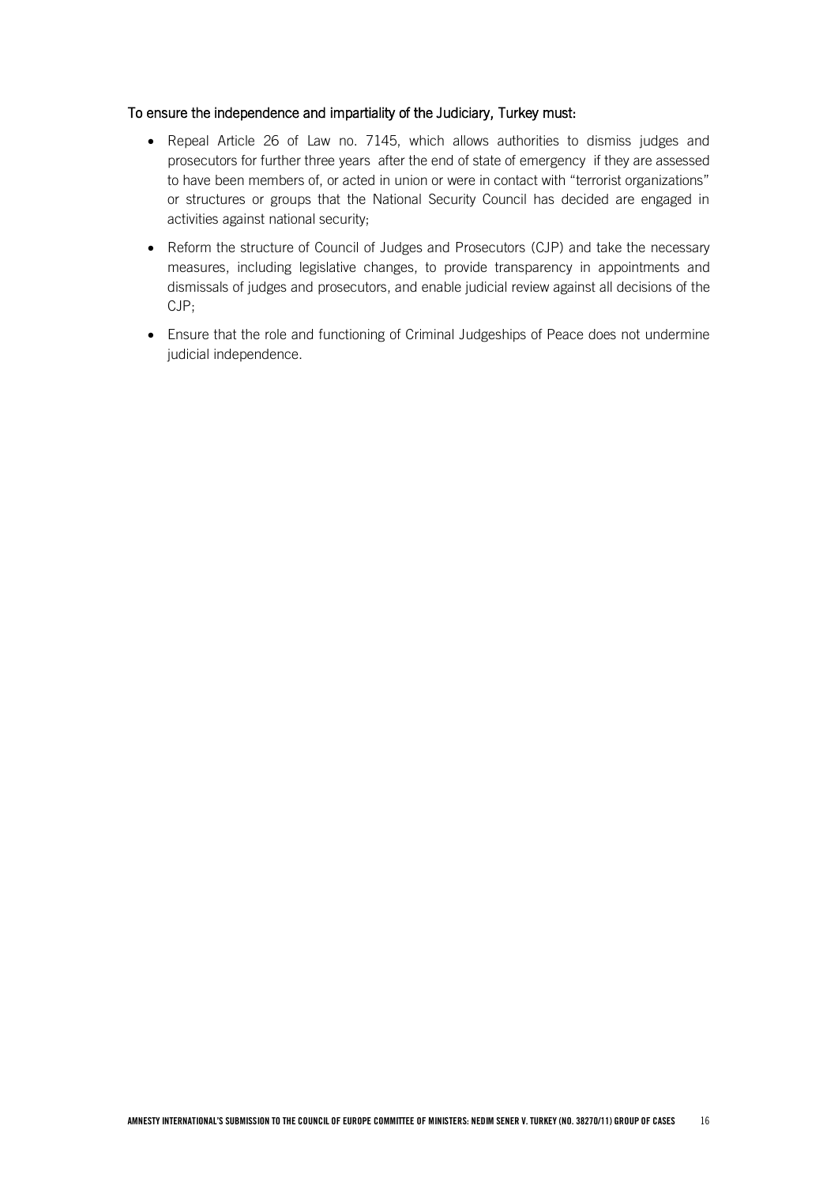To ensure the independence and impartiality of the Judiciary, Turkey must:

- Repeal Article 26 of Law no. 7145, which allows authorities to dismiss judges and prosecutors for further three years after the end of state of emergency if they are assessed to have been members of, or acted in union or were in contact with "terrorist organizations" or structures or groups that the National Security Council has decided are engaged in activities against national security;
- Reform the structure of Council of Judges and Prosecutors (CJP) and take the necessary measures, including legislative changes, to provide transparency in appointments and dismissals of judges and prosecutors, and enable judicial review against all decisions of the CJP;
- Ensure that the role and functioning of Criminal Judgeships of Peace does not undermine judicial independence.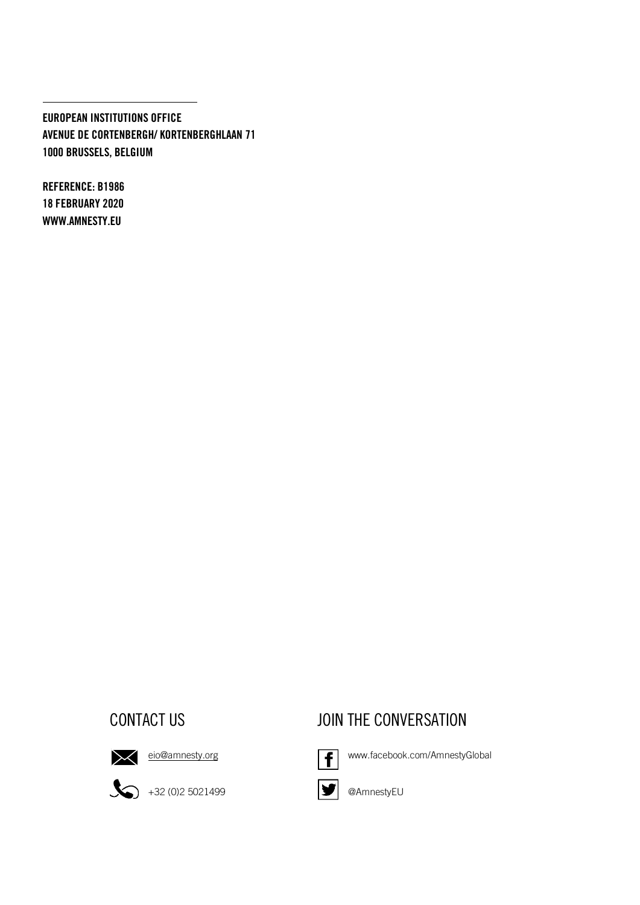**EUROPEAN INSTITUTIONS OFFICE**
**AVENUE DE CORTENBERGH/ KORTENBERGHLAAN 71**
**1000 BRUSSELS, BELGIUM**

**REFERENCE: B1986**
**18 FEBRUARY 2020**
**WWW.AMNESTY.EU**

## CONTACT US

eio@amnesty.org

+32 (0)2 5021499

## JOIN THE CONVERSATION

www.facebook.com/AmnestyGlobal

@AmnestyEU